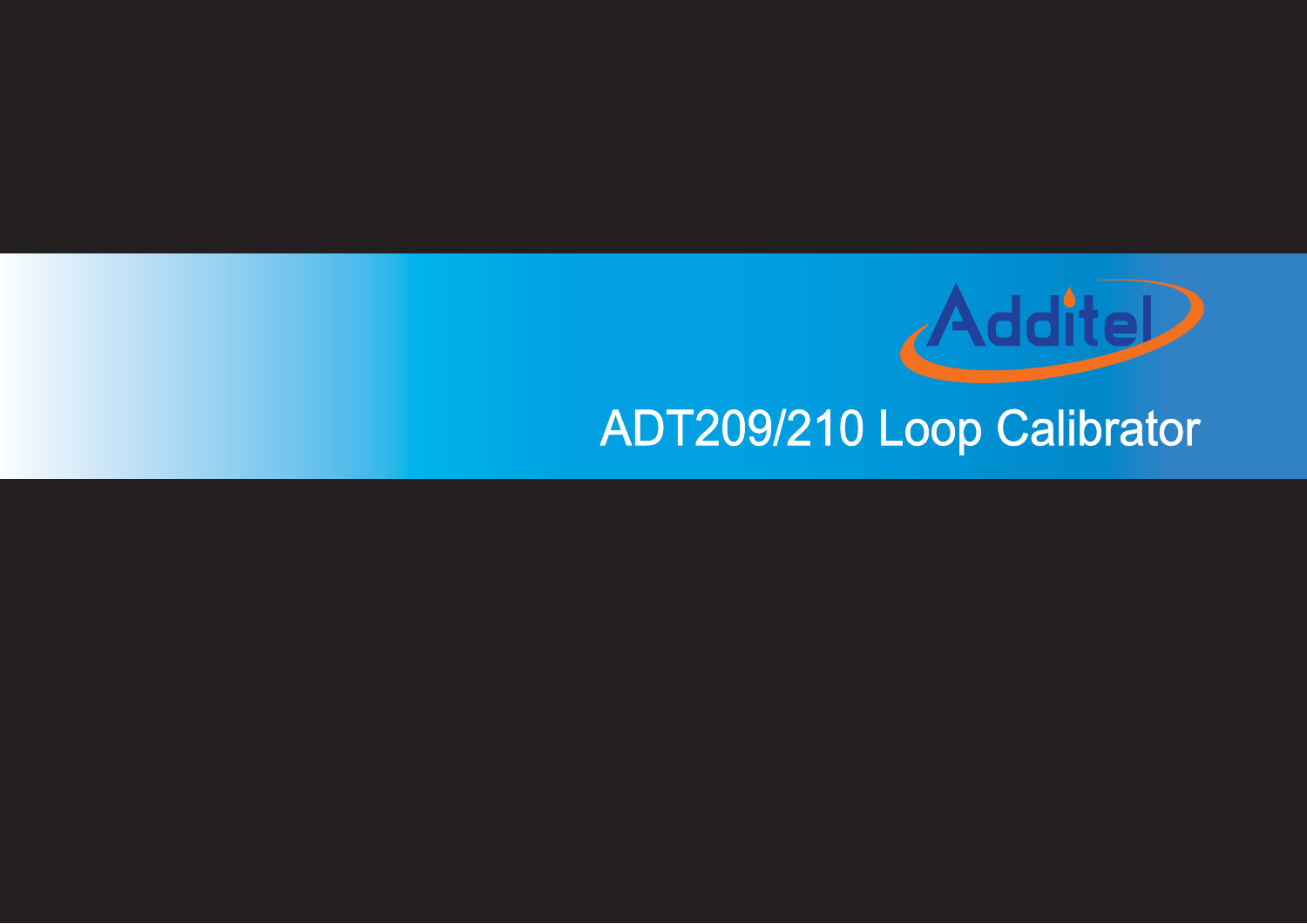Additel

# ADT209/210 Loop Calibrator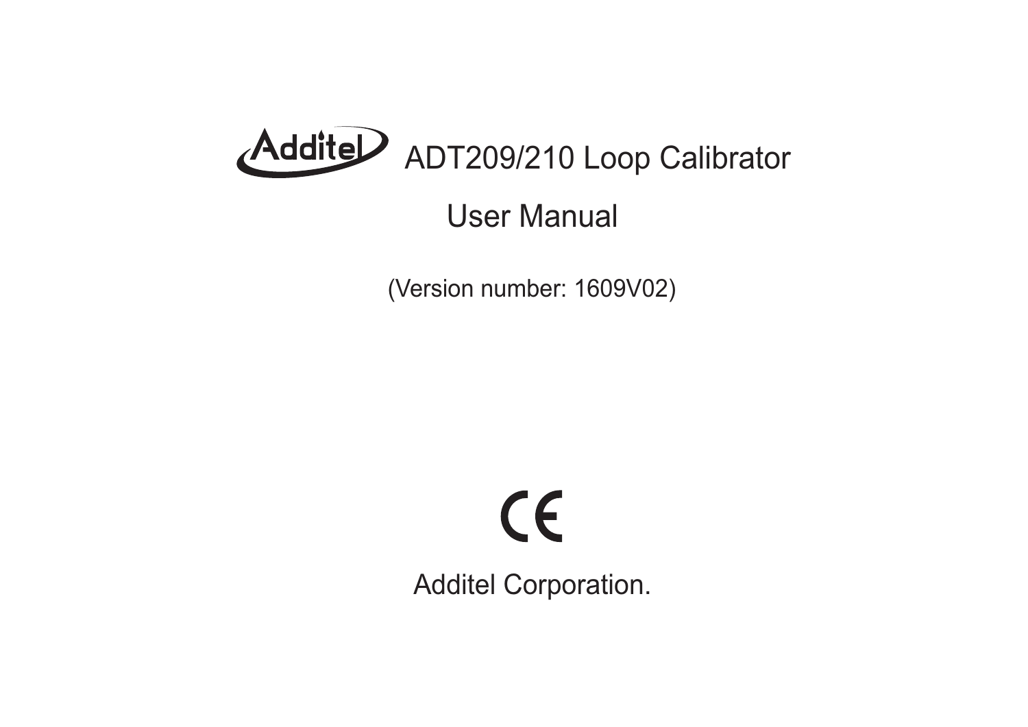# Additel ADT209/210 Loop Calibrator

## User Manual

(Version number: 1609V02)

CE

Additel Corporation.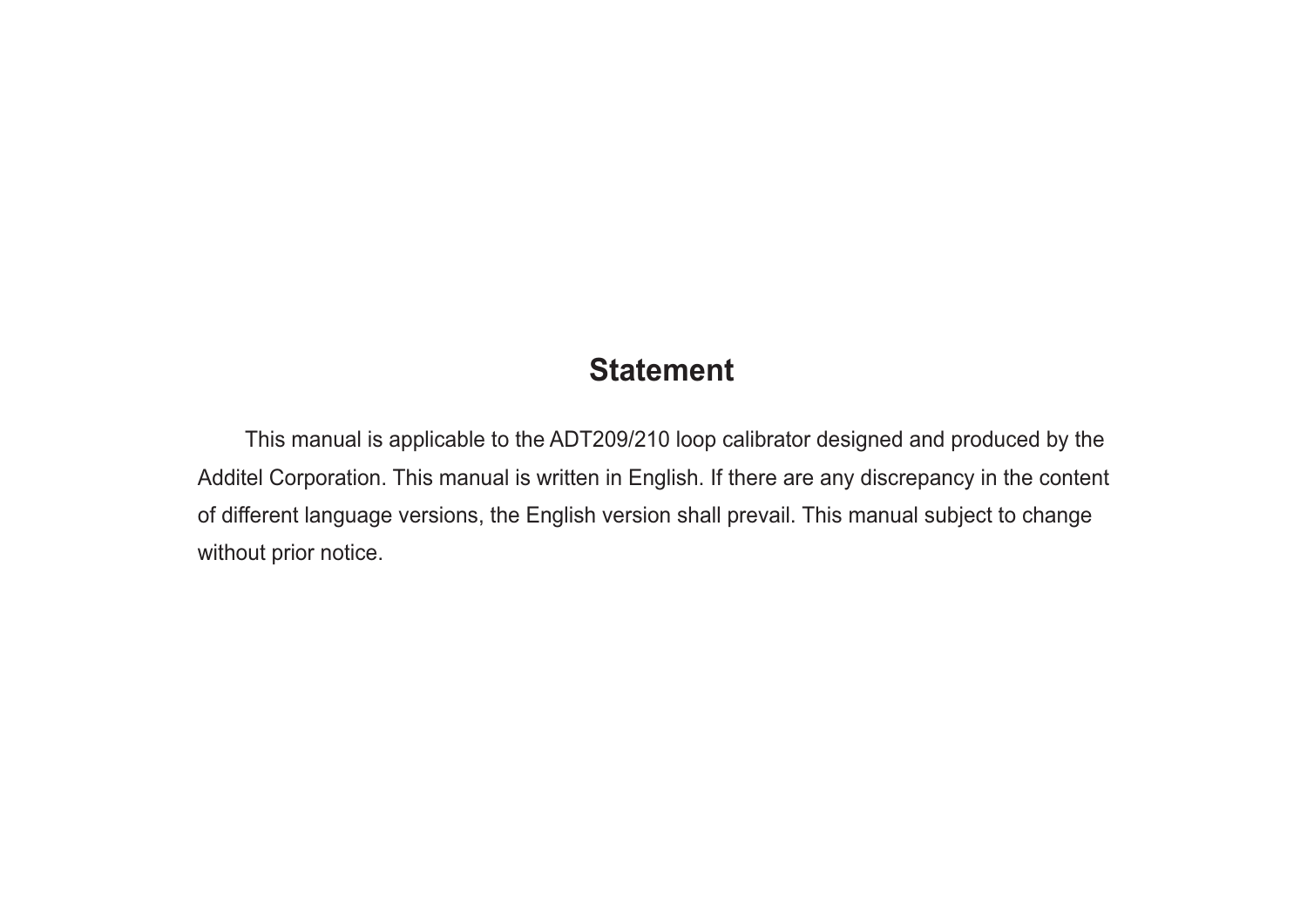# Statement

This manual is applicable to the ADT209/210 loop calibrator designed and produced by the Additel Corporation. This manual is written in English. If there are any discrepancy in the content of different language versions, the English version shall prevail. This manual subject to change without prior notice.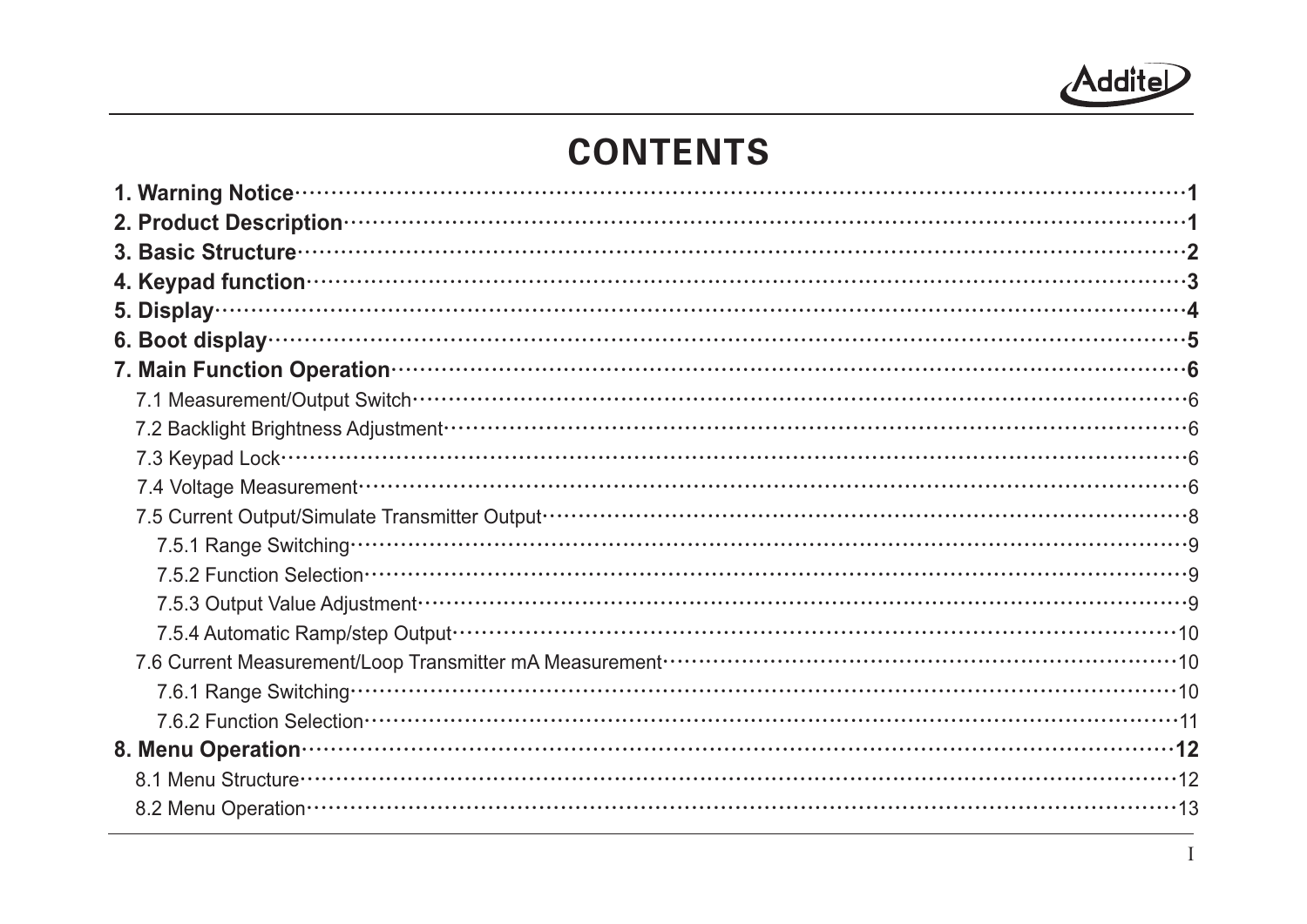# CONTENTS

**1. Warning Notice** …… **1**
**2. Product Description** …… **1**
**3. Basic Structure** …… **2**
**4. Keypad function** …… **3**
**5. Display** …… **4**
**6. Boot display** …… **5**
**7. Main Function Operation** …… **6**
- 7.1 Measurement/Output Switch …… 6
- 7.2 Backlight Brightness Adjustment …… 6
- 7.3 Keypad Lock …… 6
- 7.4 Voltage Measurement …… 6
- 7.5 Current Output/Simulate Transmitter Output …… 8
  - 7.5.1 Range Switching …… 9
  - 7.5.2 Function Selection …… 9
  - 7.5.3 Output Value Adjustment …… 9
  - 7.5.4 Automatic Ramp/step Output …… 10
- 7.6 Current Measurement/Loop Transmitter mA Measurement …… 10
  - 7.6.1 Range Switching …… 10
  - 7.6.2 Function Selection …… 11

**8. Menu Operation** …… **12**
- 8.1 Menu Structure …… 12
- 8.2 Menu Operation …… 13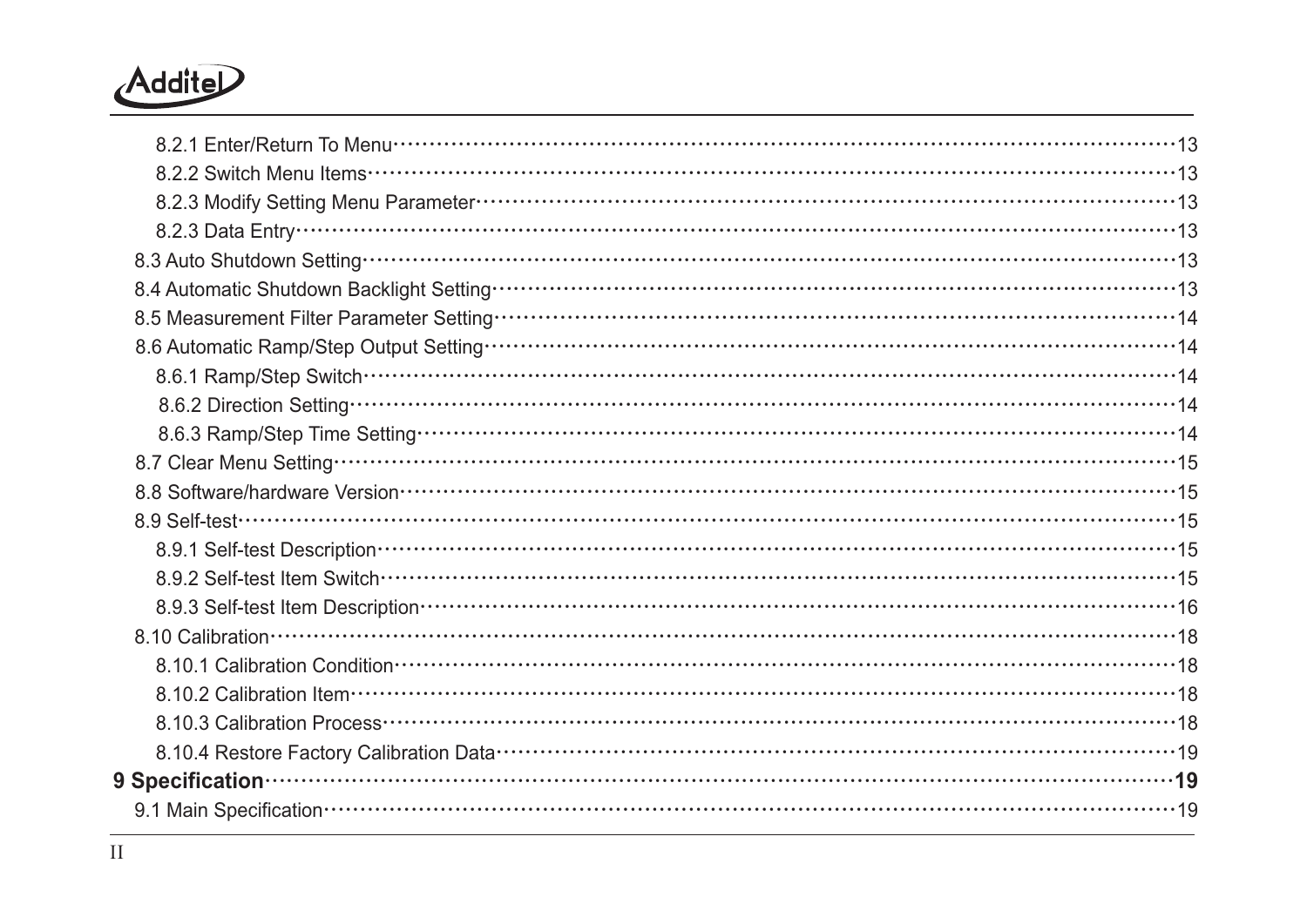- 8.2.1 Enter/Return To Menu ··· 13
- 8.2.2 Switch Menu Items ··· 13
- 8.2.3 Modify Setting Menu Parameter ··· 13
- 8.2.3 Data Entry ··· 13

8.3 Auto Shutdown Setting ··· 13

8.4 Automatic Shutdown Backlight Setting ··· 13

8.5 Measurement Filter Parameter Setting ··· 14

8.6 Automatic Ramp/Step Output Setting ··· 14

- 8.6.1 Ramp/Step Switch ··· 14
- 8.6.2 Direction Setting ··· 14
- 8.6.3 Ramp/Step Time Setting ··· 14

8.7 Clear Menu Setting ··· 15

8.8 Software/hardware Version ··· 15

8.9 Self-test ··· 15

- 8.9.1 Self-test Description ··· 15
- 8.9.2 Self-test Item Switch ··· 15
- 8.9.3 Self-test Item Description ··· 16

8.10 Calibration ··· 18

- 8.10.1 Calibration Condition ··· 18
- 8.10.2 Calibration Item ··· 18
- 8.10.3 Calibration Process ··· 18
- 8.10.4 Restore Factory Calibration Data ··· 19

**9 Specification ··· 19**

9.1 Main Specification ··· 19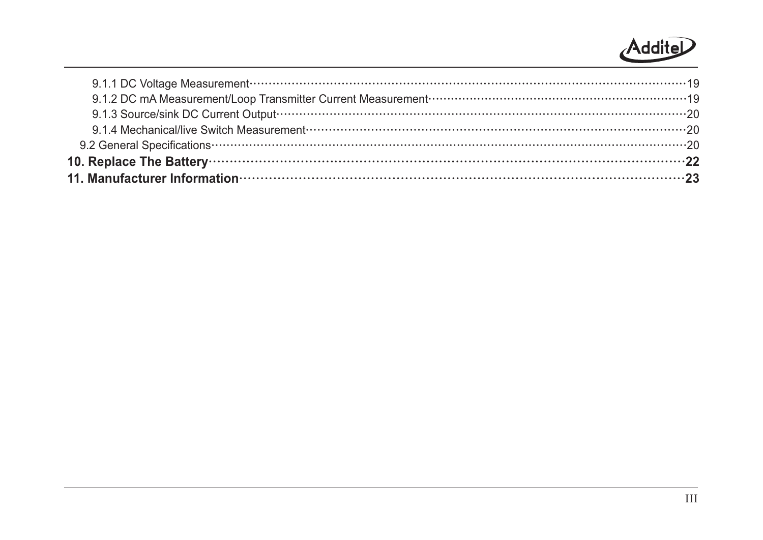9.1.1 DC Voltage Measurement ········ 19
9.1.2 DC mA Measurement/Loop Transmitter Current Measurement ········ 19
9.1.3 Source/sink DC Current Output ········ 20
9.1.4 Mechanical/live Switch Measurement ········ 20
9.2 General Specifications ········ 20
**10. Replace The Battery ········ 22**
**11. Manufacturer Information ········ 23**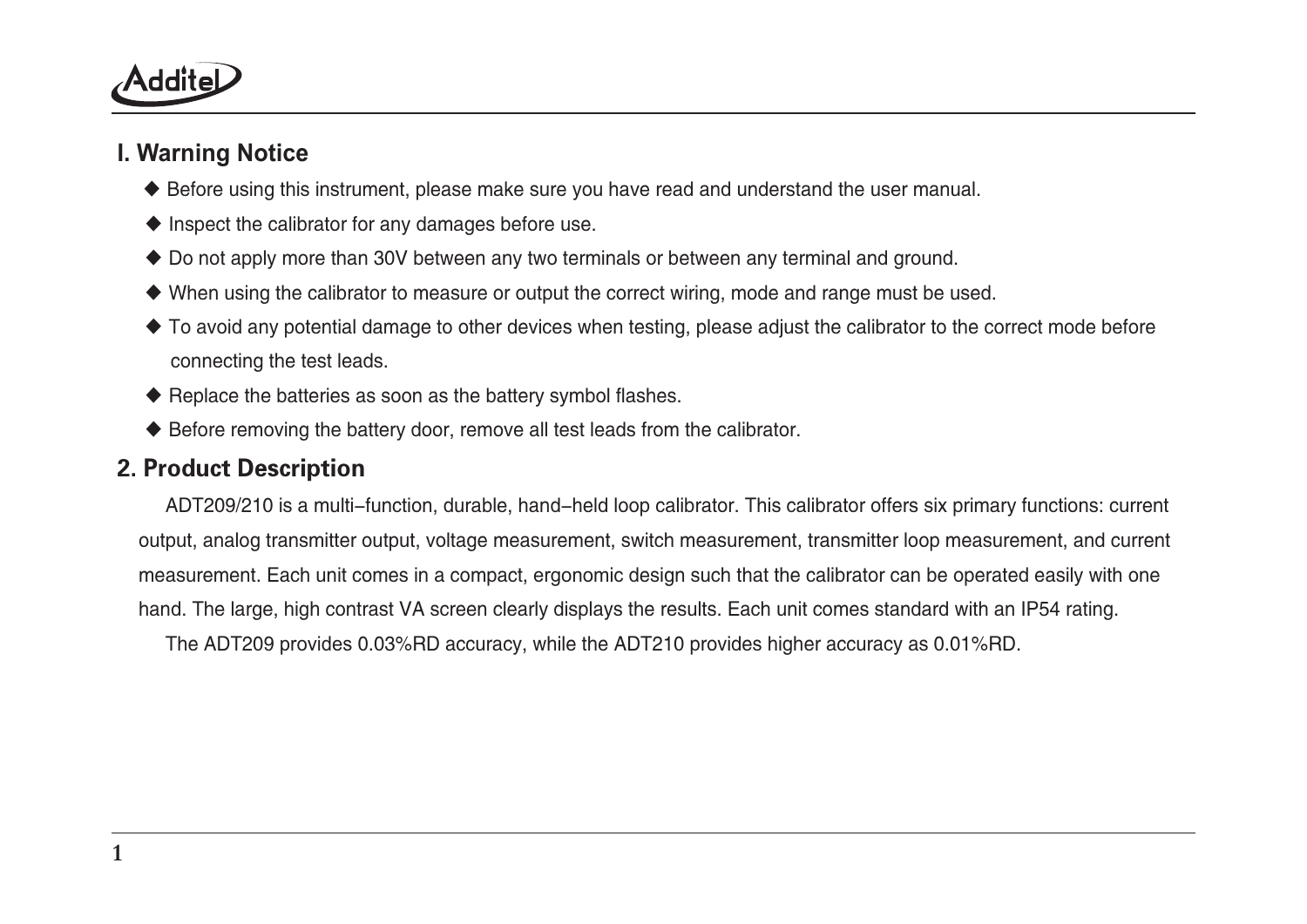## I. Warning Notice

- Before using this instrument, please make sure you have read and understand the user manual.
- Inspect the calibrator for any damages before use.
- Do not apply more than 30V between any two terminals or between any terminal and ground.
- When using the calibrator to measure or output the correct wiring, mode and range must be used.
- To avoid any potential damage to other devices when testing, please adjust the calibrator to the correct mode before connecting the test leads.
- Replace the batteries as soon as the battery symbol flashes.
- Before removing the battery door, remove all test leads from the calibrator.

## 2. Product Description

ADT209/210 is a multi–function, durable, hand–held loop calibrator. This calibrator offers six primary functions: current output, analog transmitter output, voltage measurement, switch measurement, transmitter loop measurement, and current measurement. Each unit comes in a compact, ergonomic design such that the calibrator can be operated easily with one hand. The large, high contrast VA screen clearly displays the results. Each unit comes standard with an IP54 rating.

The ADT209 provides 0.03%RD accuracy, while the ADT210 provides higher accuracy as 0.01%RD.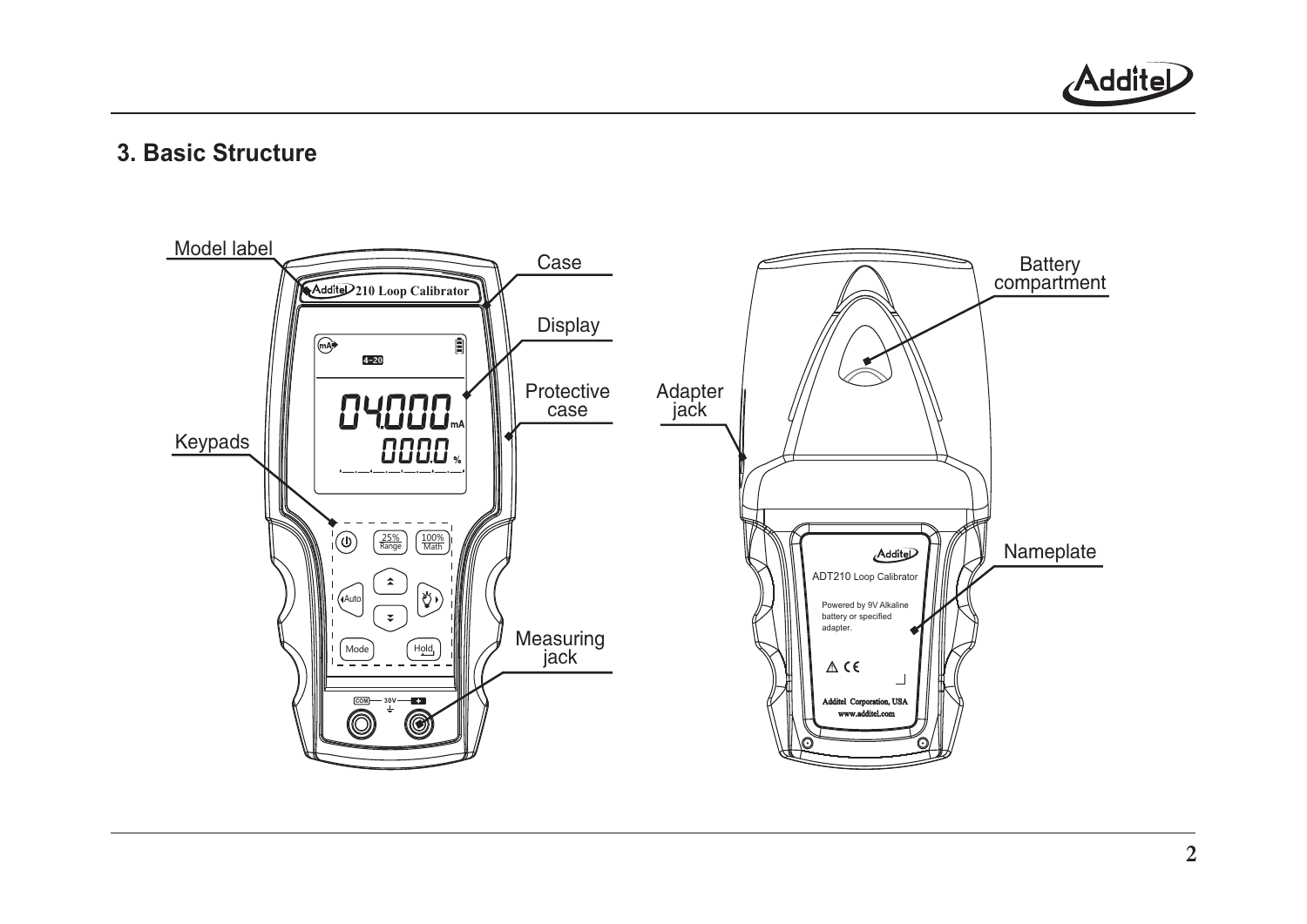## 3. Basic Structure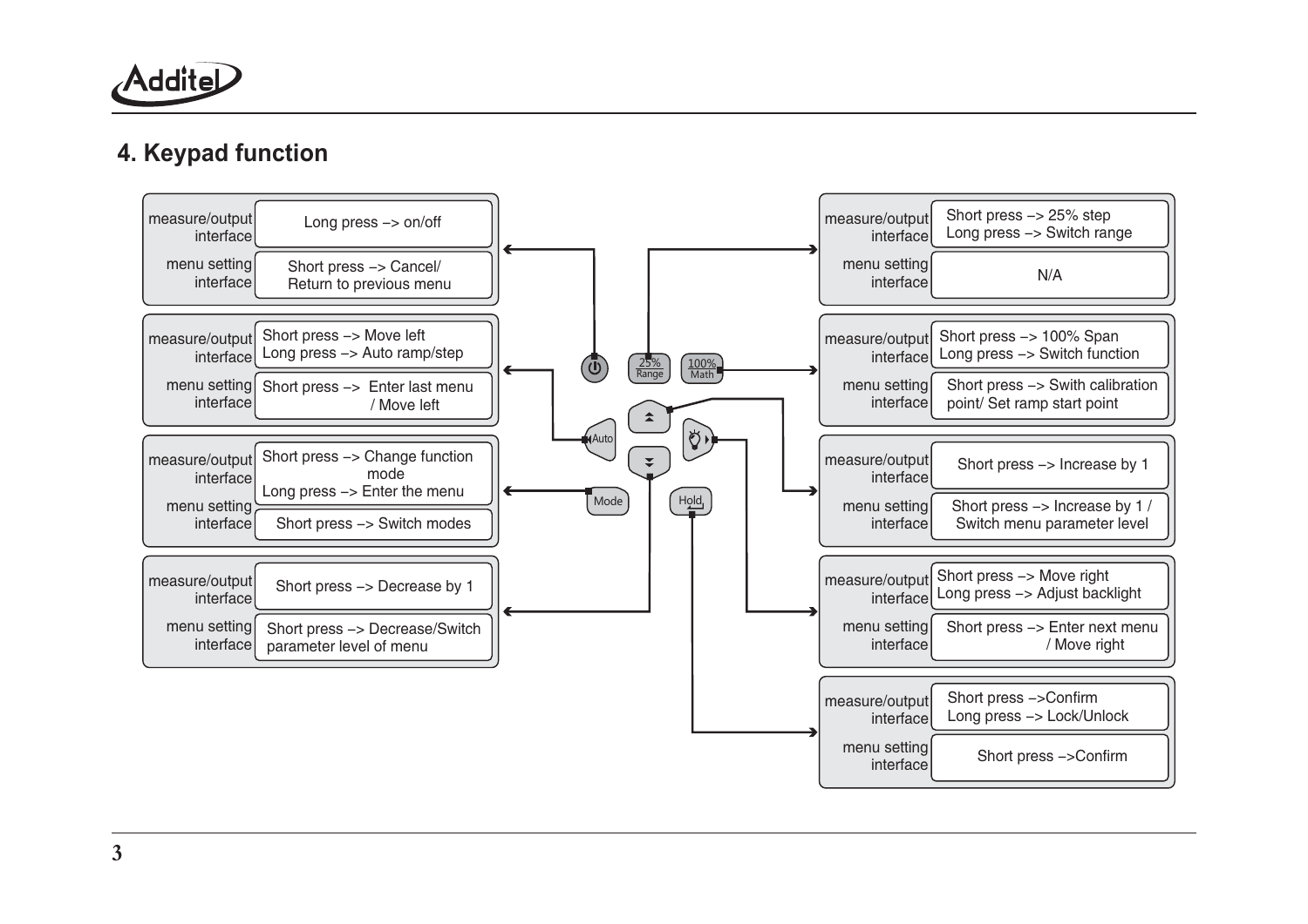## 4. Keypad function

| Key | measure/output interface | menu setting interface |
|---|---|---|
| Power (⏻) | Long press –> on/off | Short press –> Cancel/ Return to previous menu |
| Auto | Short press –> Move left<br>Long press –> Auto ramp/step | Short press –> Enter last menu / Move left |
| Mode | Short press –> Change function mode<br>Long press –> Enter the menu | Short press –> Switch modes |
| Down | Short press –> Decrease by 1 | Short press –> Decrease/Switch parameter level of menu |
| 25% Range | Short press –> 25% step<br>Long press –> Switch range | N/A |
| 100% Math | Short press –> 100% Span<br>Long press –> Switch function | Short press –> Swith calibration point/ Set ramp start point |
| Up | Short press –> Increase by 1 | Short press –> Increase by 1 / Switch menu parameter level |
| Backlight (right) | Short press –> Move right<br>Long press –> Adjust backlight | Short press –> Enter next menu / Move right |
| Hold | Short press –>Confirm<br>Long press –> Lock/Unlock | Short press –>Confirm |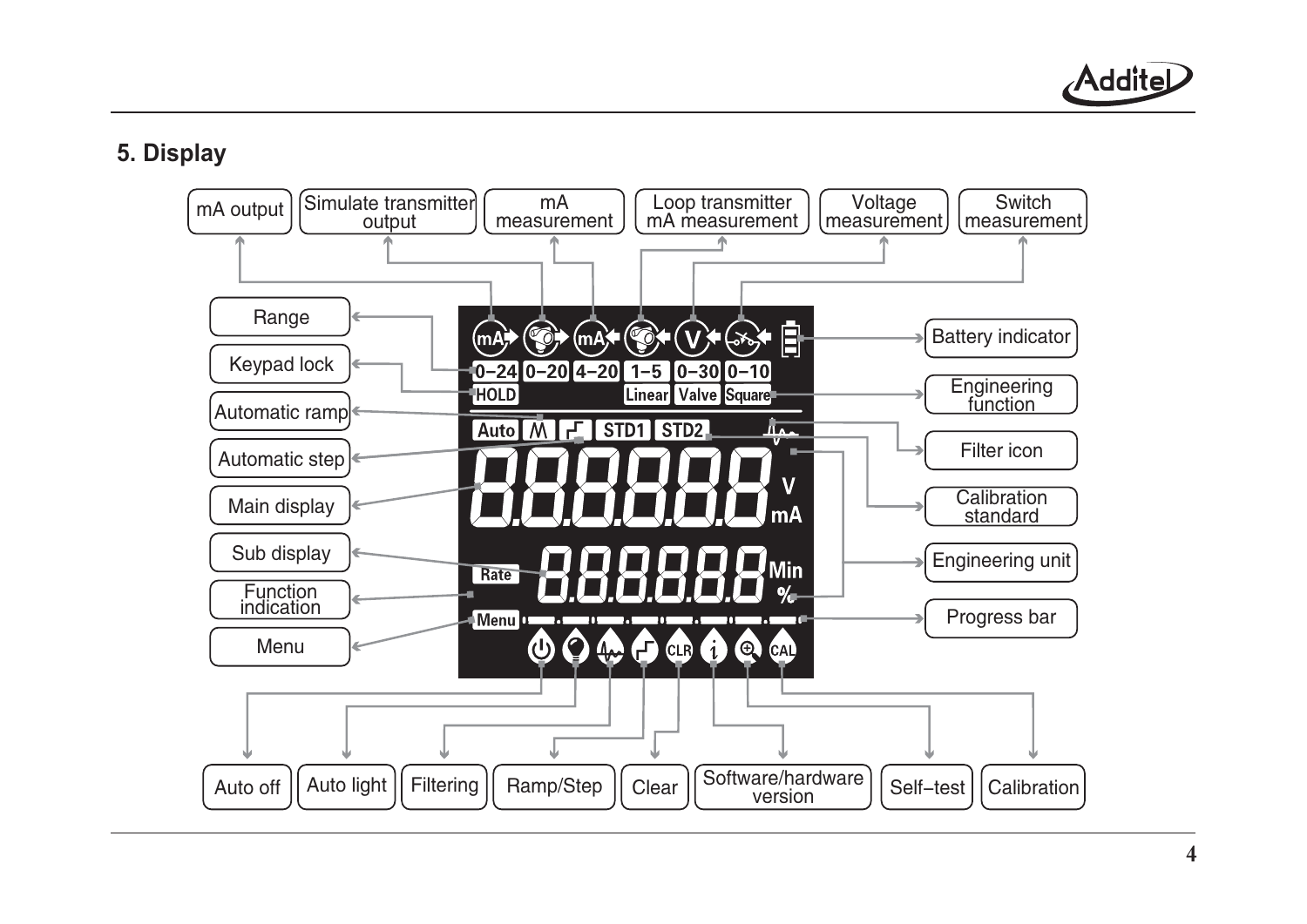## 5. Display

mA output

Simulate transmitter output

mA measurement

Loop transmitter mA measurement

Voltage measurement

Switch measurement

Range

Keypad lock

Automatic ramp

Automatic step

Main display

Sub display

Function indication

Menu

Battery indicator

Engineering function

Filter icon

Calibration standard

Engineering unit

Progress bar

0–24 0–20 4–20 1–5 0–30 0–10

HOLD Linear Valve Square

Auto STD1 STD2

V mA

Rate Min %

Menu

CLR CAL

Auto off

Auto light

Filtering

Ramp/Step

Clear

Software/hardware version

Self–test

Calibration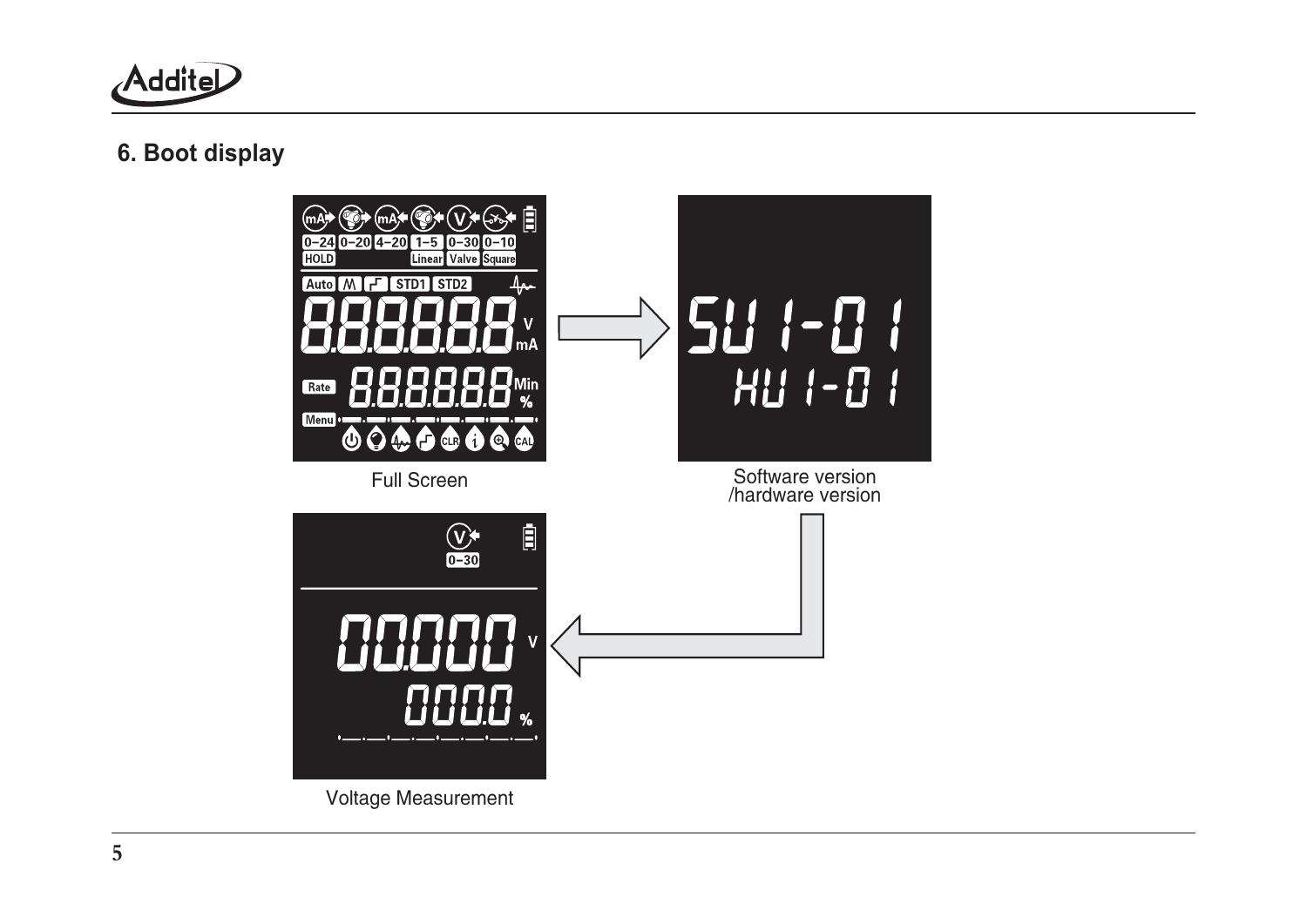## 6. Boot display

Full Screen

Software version /hardware version

Voltage Measurement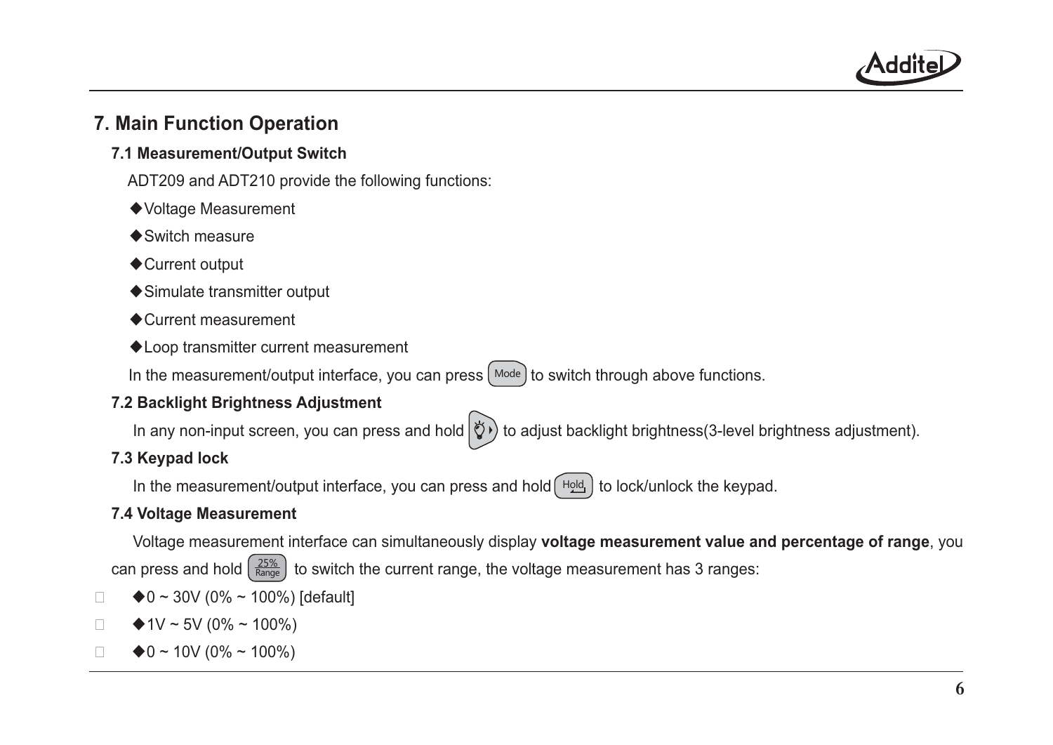# 7. Main Function Operation

## 7.1 Measurement/Output Switch

ADT209 and ADT210 provide the following functions:

- ◆Voltage Measurement
- ◆Switch measure
- ◆Current output
- ◆Simulate transmitter output
- ◆Current measurement
- ◆Loop transmitter current measurement

In the measurement/output interface, you can press [Mode] to switch through above functions.

## 7.2 Backlight Brightness Adjustment

In any non-input screen, you can press and hold [backlight key] to adjust backlight brightness(3-level brightness adjustment).

## 7.3 Keypad lock

In the measurement/output interface, you can press and hold [Hold] to lock/unlock the keypad.

## 7.4 Voltage Measurement

Voltage measurement interface can simultaneously display **voltage measurement value and percentage of range**, you can press and hold [25% Range] to switch the current range, the voltage measurement has 3 ranges:

- ◆0 ~ 30V (0% ~ 100%) [default]
- ◆1V ~ 5V (0% ~ 100%)
- ◆0 ~ 10V (0% ~ 100%)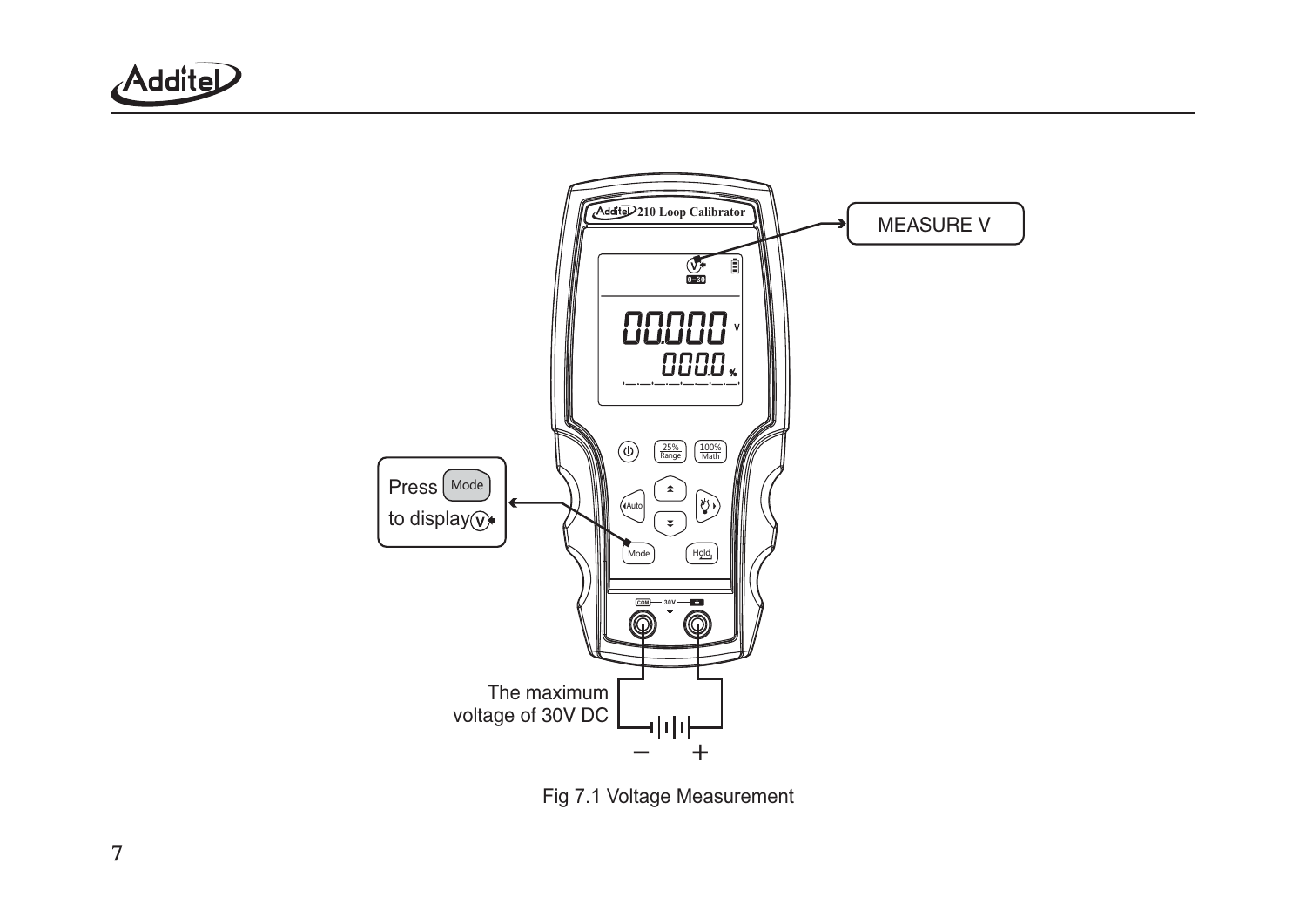MEASURE V

Press Mode to display V

The maximum voltage of 30V DC

Fig 7.1 Voltage Measurement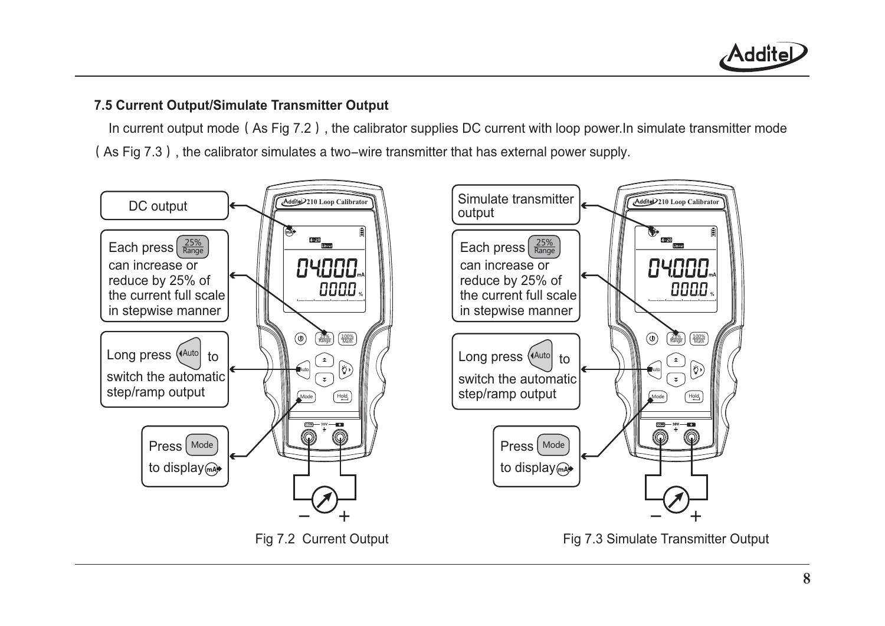### 7.5 Current Output/Simulate Transmitter Output

In current output mode（As Fig 7.2）, the calibrator supplies DC current with loop power.In simulate transmitter mode（As Fig 7.3）, the calibrator simulates a two−wire transmitter that has external power supply.

DC output

Each press 25% Range can increase or reduce by 25% of the current full scale in stepwise manner

Long press Auto to switch the automatic step/ramp output

Press Mode to display mA

Fig 7.2 Current Output

Simulate transmitter output

Each press 25% Range can increase or reduce by 25% of the current full scale in stepwise manner

Long press Auto to switch the automatic step/ramp output

Press Mode to display mA

Fig 7.3 Simulate Transmitter Output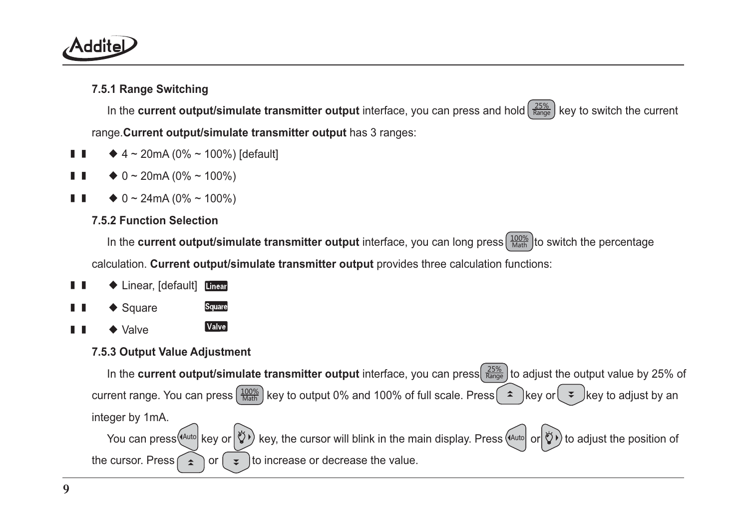### 7.5.1 Range Switching

In the **current output/simulate transmitter output** interface, you can press and hold 25% Range key to switch the current range.**Current output/simulate transmitter output** has 3 ranges:

- ◆ 4 ~ 20mA (0% ~ 100%) [default]
- ◆ 0 ~ 20mA (0% ~ 100%)
- ◆ 0 ~ 24mA (0% ~ 100%)

### 7.5.2 Function Selection

In the **current output/simulate transmitter output** interface, you can long press 100% Math to switch the percentage calculation. **Current output/simulate transmitter output** provides three calculation functions:

- ◆ Linear, [default] Linear
- ◆ Square Square
- ◆ Valve Valve

### 7.5.3 Output Value Adjustment

In the **current output/simulate transmitter output** interface, you can press 25% Range to adjust the output value by 25% of current range. You can press 100% Math key to output 0% and 100% of full scale. Press ▲ key or ▼ key to adjust by an integer by 1mA.

You can press ◀Auto key or 💡▶ key, the cursor will blink in the main display. Press ◀Auto or 💡▶ to adjust the position of the cursor. Press ▲ or ▼ to increase or decrease the value.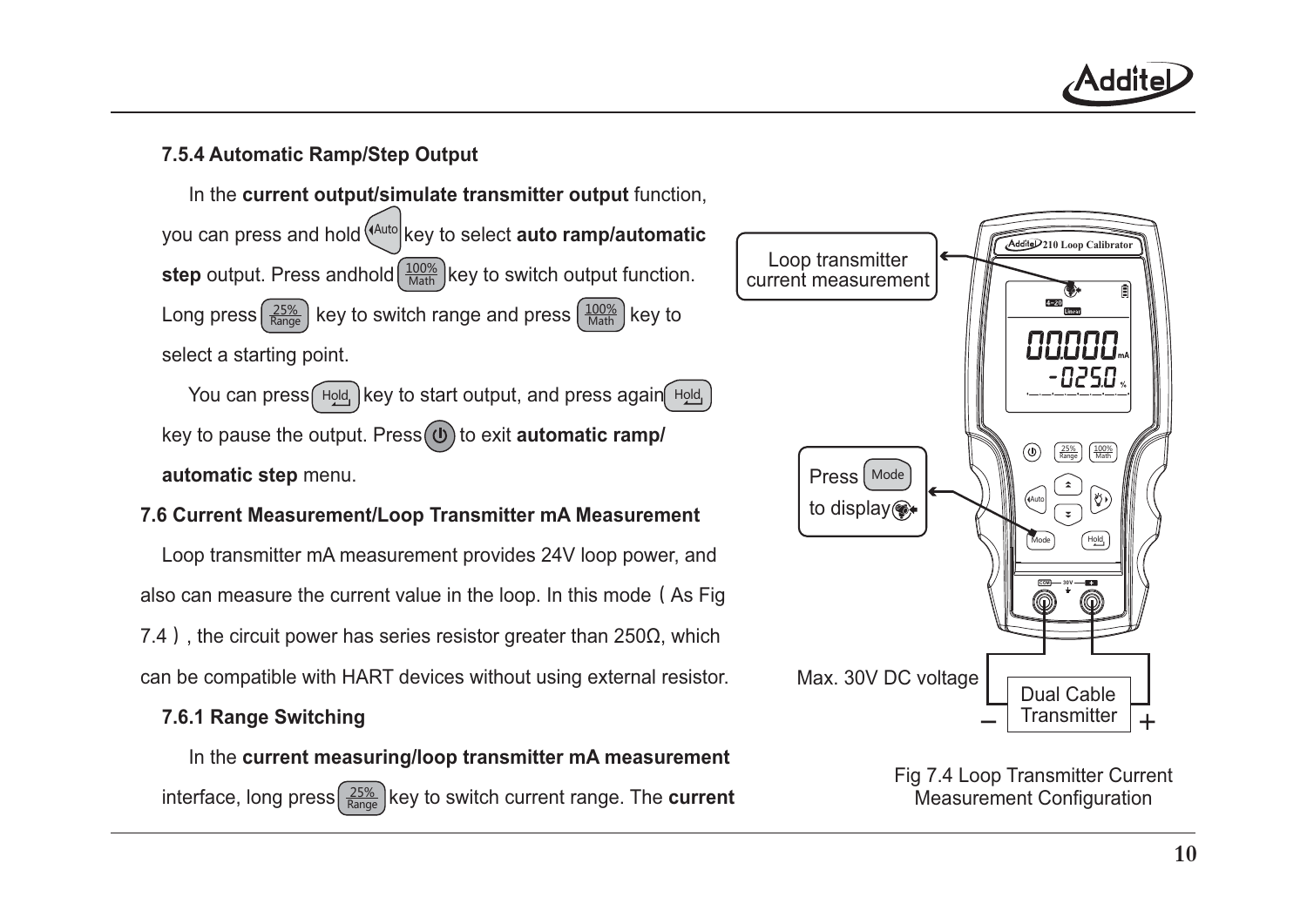### 7.5.4 Automatic Ramp/Step Output

In the **current output/simulate transmitter output** function, you can press and hold Auto key to select **auto ramp/automatic step** output. Press andhold 100% Math key to switch output function. Long press 25% Range key to switch range and press 100% Math key to select a starting point.

You can press Hold key to start output, and press again Hold key to pause the output. Press ⏻ to exit **automatic ramp/ automatic step** menu.

## 7.6 Current Measurement/Loop Transmitter mA Measurement

Loop transmitter mA measurement provides 24V loop power, and also can measure the current value in the loop. In this mode（As Fig 7.4）, the circuit power has series resistor greater than 250Ω, which can be compatible with HART devices without using external resistor.

### 7.6.1 Range Switching

In the **current measuring/loop transmitter mA measurement** interface, long press 25% Range key to switch current range. The **current**

Loop transmitter current measurement

Press Mode to display

Max. 30V DC voltage

Dual Cable Transmitter

Fig 7.4 Loop Transmitter Current Measurement Configuration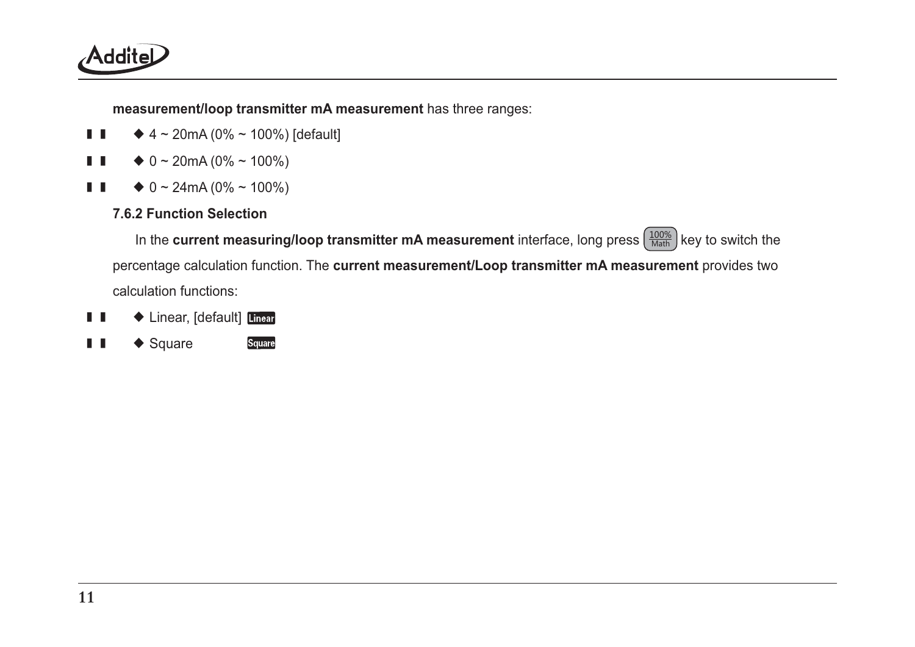**measurement/loop transmitter mA measurement** has three ranges:

- ◆ 4 ~ 20mA (0% ~ 100%) [default]
- ◆ 0 ~ 20mA (0% ~ 100%)
- ◆ 0 ~ 24mA (0% ~ 100%)

### 7.6.2 Function Selection

In the **current measuring/loop transmitter mA measurement** interface, long press [100% Math] key to switch the percentage calculation function. The **current measurement/Loop transmitter mA measurement** provides two calculation functions:

- ◆ Linear, [default] Linear
- ◆ Square Square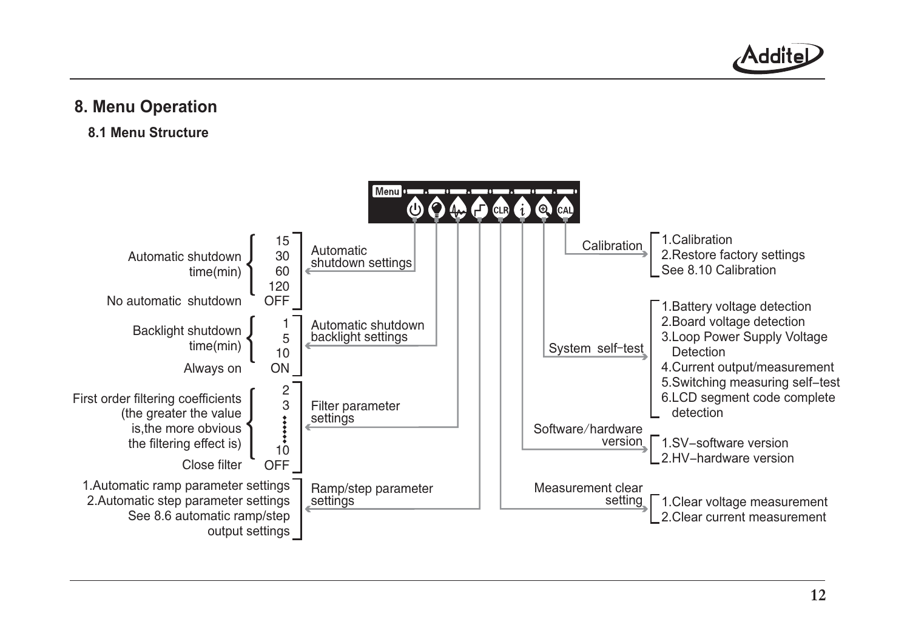## 8. Menu Operation

### 8.1 Menu Structure

Menu

**Automatic shutdown settings**

- Automatic shutdown time(min): 15, 30, 60, 120
- No automatic shutdown: OFF

**Automatic shutdown backlight settings**

- Backlight shutdown time(min): 1, 5, 10
- Always on: ON

**Filter parameter settings**

- First order filtering coefficients (the greater the value is,the more obvious the filtering effect is): 2, 3, ……, 10
- Close filter: OFF

**Ramp/step parameter settings**

1. Automatic ramp parameter settings
2. Automatic step parameter settings

See 8.6 automatic ramp/step output settings

**Measurement clear setting**

1. Clear voltage measurement
2. Clear current measurement

**Software/hardware version**

1. SV−software version
2. HV−hardware version

**System self-test**

1. Battery voltage detection
2. Board voltage detection
3. Loop Power Supply Voltage Detection
4. Current output/measurement
5. Switching measuring self−test
6. LCD segment code complete detection

**Calibration**

1. Calibration
2. Restore factory settings

See 8.10 Calibration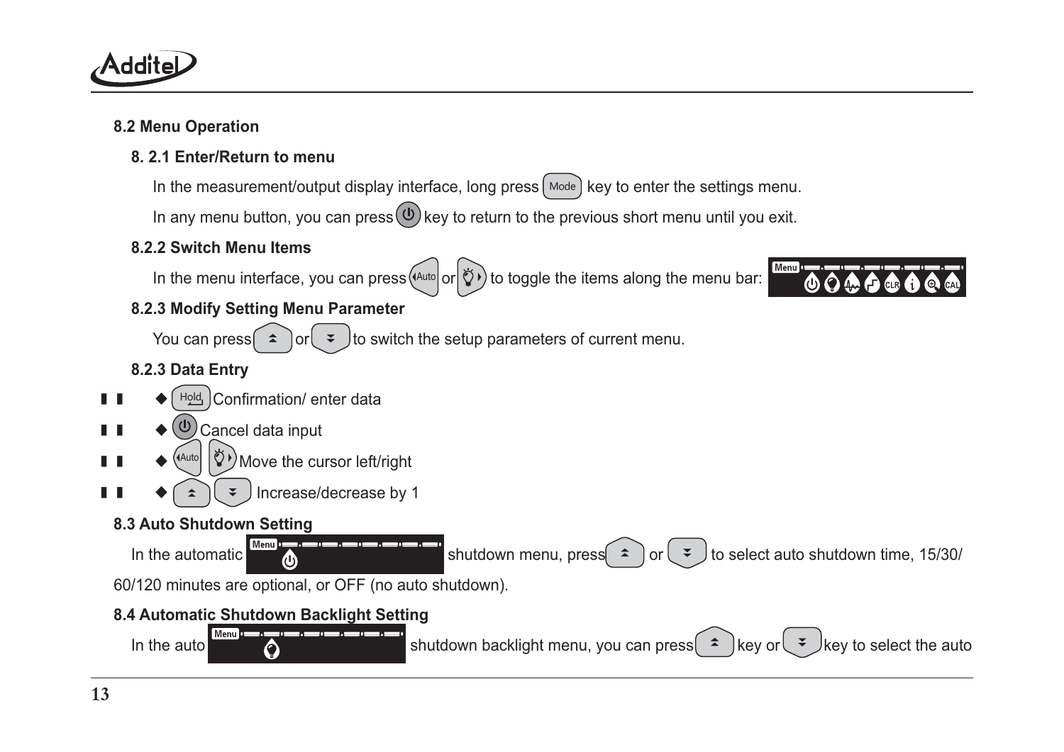## 8.2 Menu Operation

### 8. 2.1 Enter/Return to menu

In the measurement/output display interface, long press Mode key to enter the settings menu.

In any menu button, you can press key to return to the previous short menu until you exit.

### 8.2.2 Switch Menu Items

In the menu interface, you can press Auto or to toggle the items along the menu bar:

### 8.2.3 Modify Setting Menu Parameter

You can press or to switch the setup parameters of current menu.

### 8.2.3 Data Entry

- Hold Confirmation/ enter data
- Cancel data input
- Auto Move the cursor left/right
- Increase/decrease by 1

## 8.3 Auto Shutdown Setting

In the automatic shutdown menu, press or to select auto shutdown time, 15/30/60/120 minutes are optional, or OFF (no auto shutdown).

## 8.4 Automatic Shutdown Backlight Setting

In the auto shutdown backlight menu, you can press key or key to select the auto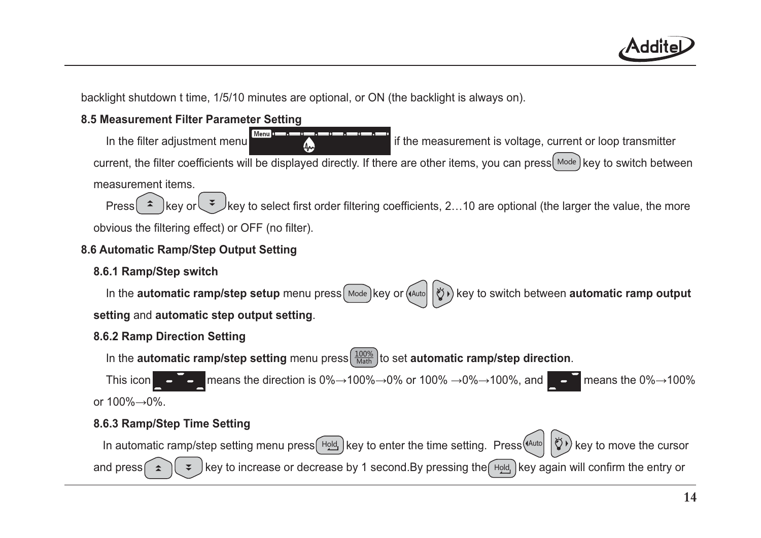backlight shutdown t time, 1/5/10 minutes are optional, or ON (the backlight is always on).

**8.5 Measurement Filter Parameter Setting**

In the filter adjustment menu if the measurement is voltage, current or loop transmitter current, the filter coefficients will be displayed directly. If there are other items, you can press Mode key to switch between measurement items.

Press key or key to select first order filtering coefficients, 2…10 are optional (the larger the value, the more obvious the filtering effect) or OFF (no filter).

**8.6 Automatic Ramp/Step Output Setting**

**8.6.1 Ramp/Step switch**

In the **automatic ramp/step setup** menu press Mode key or Auto key to switch between **automatic ramp output setting** and **automatic step output setting**.

**8.6.2 Ramp Direction Setting**

In the **automatic ramp/step setting** menu press 100%/Math to set **automatic ramp/step direction**.

This icon means the direction is 0%→100%→0% or 100% →0%→100%, and means the 0%→100% or 100%→0%.

**8.6.3 Ramp/Step Time Setting**

In automatic ramp/step setting menu press Hold key to enter the time setting. Press Auto key to move the cursor and press key to increase or decrease by 1 second.By pressing the Hold key again will confirm the entry or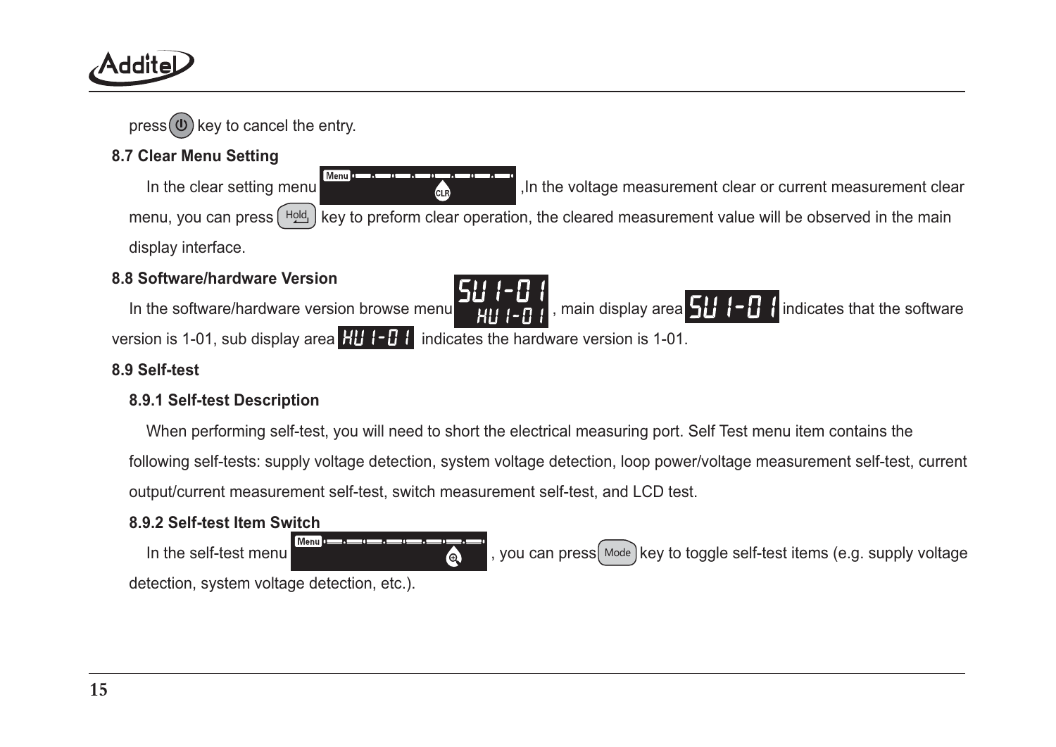press key to cancel the entry.

## 8.7 Clear Menu Setting

In the clear setting menu ,In the voltage measurement clear or current measurement clear menu, you can press Hold key to preform clear operation, the cleared measurement value will be observed in the main display interface.

## 8.8 Software/hardware Version

In the software/hardware version browse menu SU1-01 HU1-01, main display area SU1-01 indicates that the software version is 1-01, sub display area HU1-01 indicates the hardware version is 1-01.

## 8.9 Self-test

### 8.9.1 Self-test Description

When performing self-test, you will need to short the electrical measuring port. Self Test menu item contains the following self-tests: supply voltage detection, system voltage detection, loop power/voltage measurement self-test, current output/current measurement self-test, switch measurement self-test, and LCD test.

### 8.9.2 Self-test Item Switch

In the self-test menu , you can press Mode key to toggle self-test items (e.g. supply voltage detection, system voltage detection, etc.).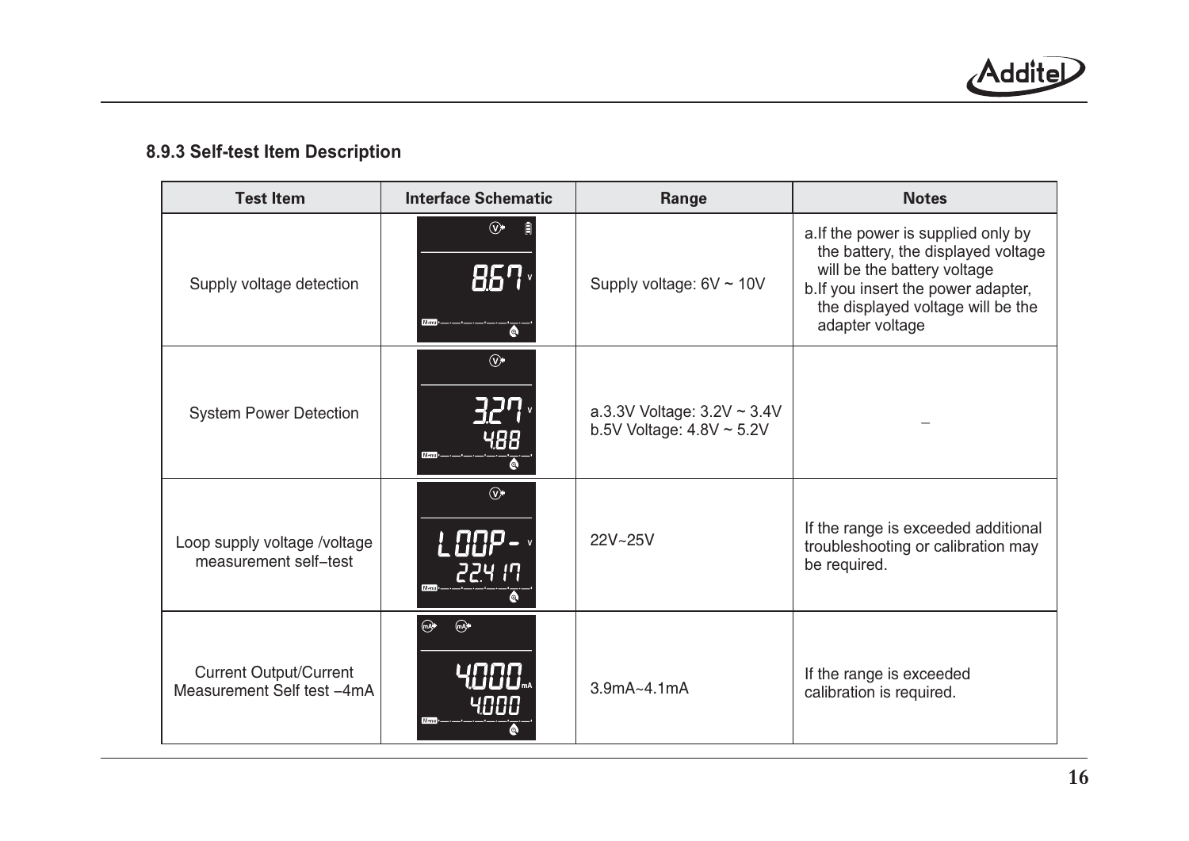### 8.9.3 Self-test Item Description

| Test Item | Interface Schematic | Range | Notes |
|---|---|---|---|
| Supply voltage detection | | Supply voltage: 6V ~ 10V | a.If the power is supplied only by the battery, the displayed voltage will be the battery voltage<br>b.If you insert the power adapter, the displayed voltage will be the adapter voltage |
| System Power Detection | | a.3.3V Voltage: 3.2V ~ 3.4V<br>b.5V Voltage: 4.8V ~ 5.2V | – |
| Loop supply voltage /voltage measurement self–test | | 22V~25V | If the range is exceeded additional troubleshooting or calibration may be required. |
| Current Output/Current Measurement Self test –4mA | | 3.9mA~4.1mA | If the range is exceeded calibration is required. |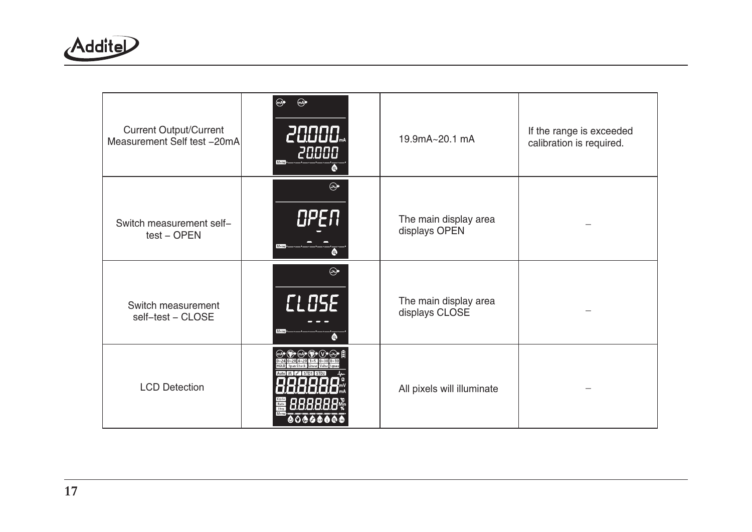| Current Output/Current Measurement Self test –20mA | | 19.9mA~20.1 mA | If the range is exceeded calibration is required. |
|---|---|---|---|
| Switch measurement self–test – OPEN | | The main display area displays OPEN | – |
| Switch measurement self–test – CLOSE | | The main display area displays CLOSE | – |
| LCD Detection | | All pixels will illuminate | – |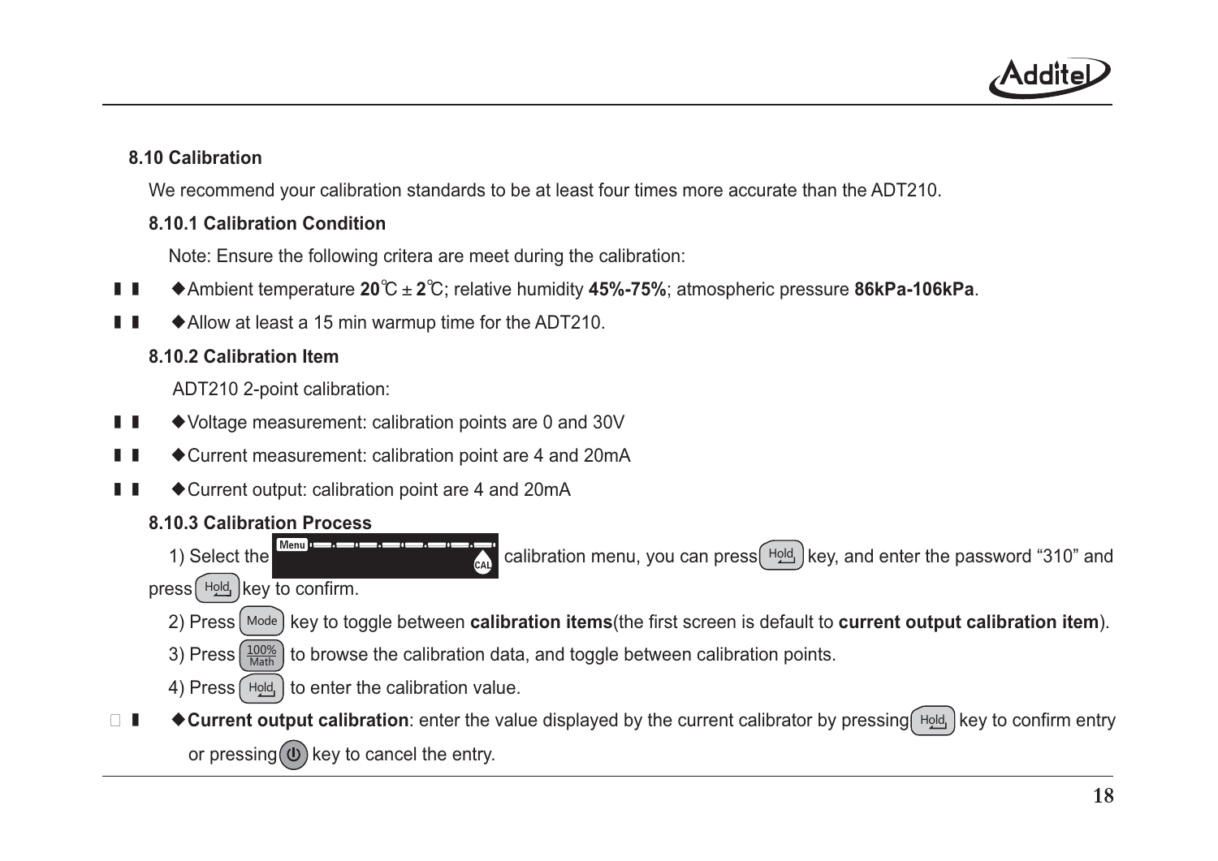## 8.10 Calibration

We recommend your calibration standards to be at least four times more accurate than the ADT210.

### 8.10.1 Calibration Condition

Note: Ensure the following critera are meet during the calibration:

- ◆Ambient temperature **20**℃ ± **2**℃; relative humidity **45%-75%**; atmospheric pressure **86kPa-106kPa**.
- ◆Allow at least a 15 min warmup time for the ADT210.

### 8.10.2 Calibration Item

ADT210 2-point calibration:

- ◆Voltage measurement: calibration points are 0 and 30V
- ◆Current measurement: calibration point are 4 and 20mA
- ◆Current output: calibration point are 4 and 20mA

### 8.10.3 Calibration Process

1) Select the Menu CAL calibration menu, you can press Hold key, and enter the password “310” and press Hold key to confirm.

2) Press Mode key to toggle between **calibration items**(the first screen is default to **current output calibration item**).

3) Press 100%/Math to browse the calibration data, and toggle between calibration points.

4) Press Hold to enter the calibration value.

- ◆**Current output calibration**: enter the value displayed by the current calibrator by pressing Hold key to confirm entry or pressing ⏻ key to cancel the entry.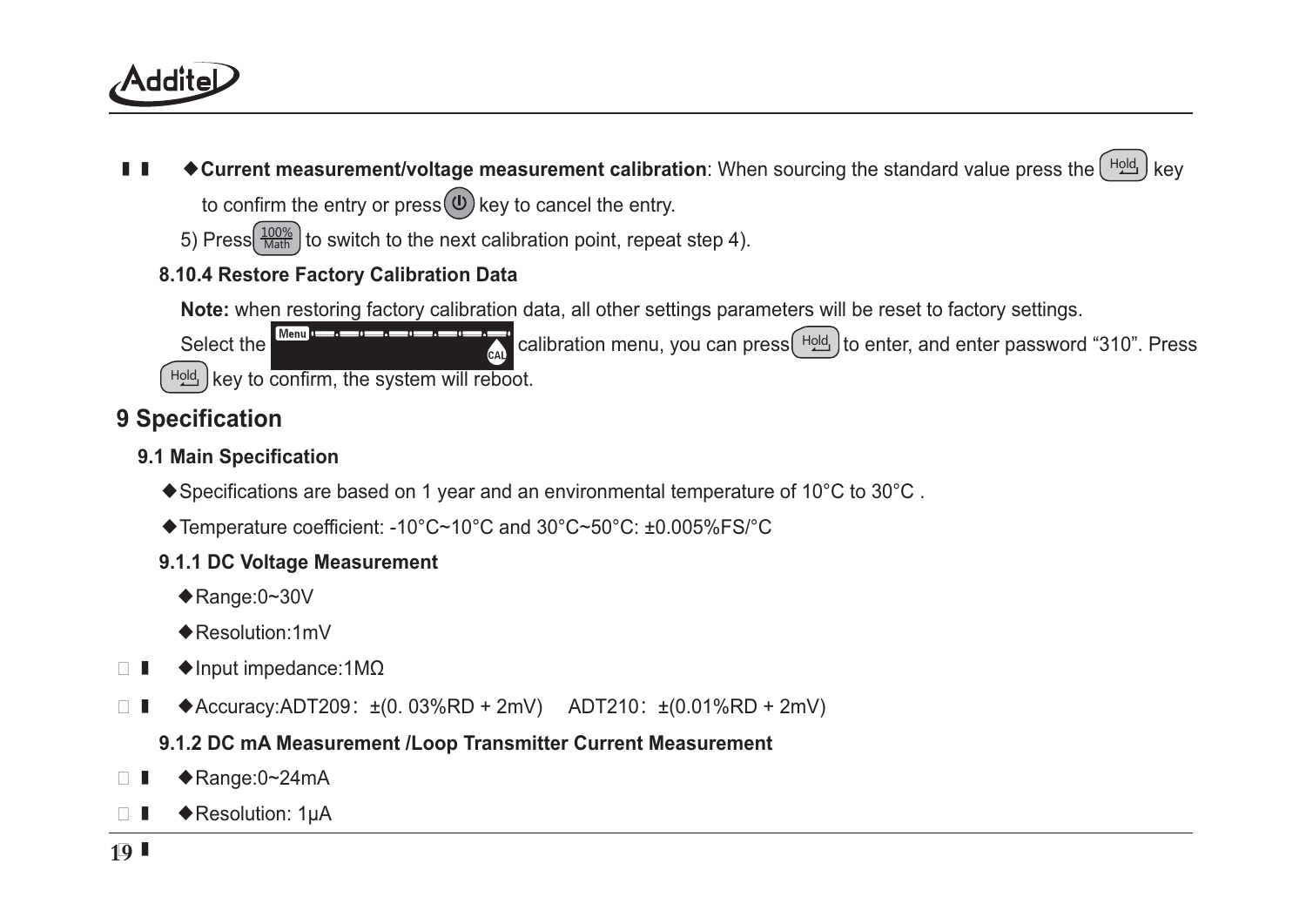◆**Current measurement/voltage measurement calibration**: When sourcing the standard value press the Hold key to confirm the entry or press ⏻ key to cancel the entry.

5) Press 100%/Math to switch to the next calibration point, repeat step 4).

**8.10.4 Restore Factory Calibration Data**

**Note:** when restoring factory calibration data, all other settings parameters will be reset to factory settings.

Select the Menu CAL calibration menu, you can press Hold to enter, and enter password “310”. Press Hold key to confirm, the system will reboot.

# 9 Specification

## 9.1 Main Specification

◆Specifications are based on 1 year and an environmental temperature of 10°C to 30°C .

◆Temperature coefficient: -10°C~10°C and 30°C~50°C: ±0.005%FS/°C

### 9.1.1 DC Voltage Measurement

◆Range:0~30V

◆Resolution:1mV

◆Input impedance:1MΩ

◆Accuracy:ADT209：±(0. 03%RD + 2mV)　ADT210：±(0.01%RD + 2mV)

### 9.1.2 DC mA Measurement /Loop Transmitter Current Measurement

◆Range:0~24mA

◆Resolution: 1μA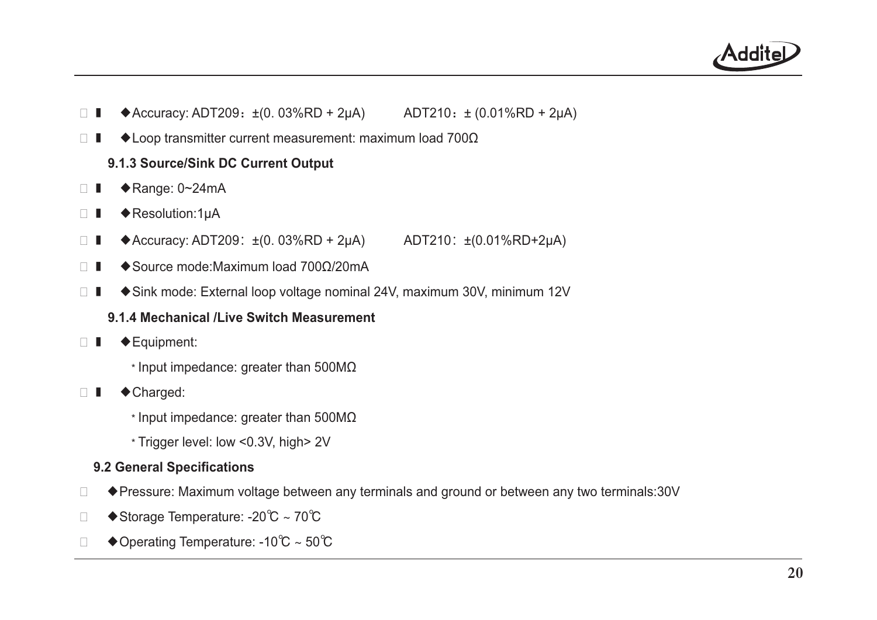- ◆Accuracy: ADT209：±(0. 03%RD + 2μA)　　ADT210：± (0.01%RD + 2μA)
- ◆Loop transmitter current measurement: maximum load 700Ω

### 9.1.3 Source/Sink DC Current Output

- ◆Range: 0~24mA
- ◆Resolution:1μA
- ◆Accuracy: ADT209：±(0. 03%RD + 2μA)　　ADT210：±(0.01%RD+2μA)
- ◆Source mode:Maximum load 700Ω/20mA
- ◆Sink mode: External loop voltage nominal 24V, maximum 30V, minimum 12V

### 9.1.4 Mechanical /Live Switch Measurement

- ◆Equipment:
  - * Input impedance: greater than 500MΩ
- ◆Charged:
  - * Input impedance: greater than 500MΩ
  - * Trigger level: low <0.3V, high> 2V

## 9.2 General Specifications

- ◆Pressure: Maximum voltage between any terminals and ground or between any two terminals:30V
- ◆Storage Temperature: -20℃ ~ 70℃
- ◆Operating Temperature: -10℃ ~ 50℃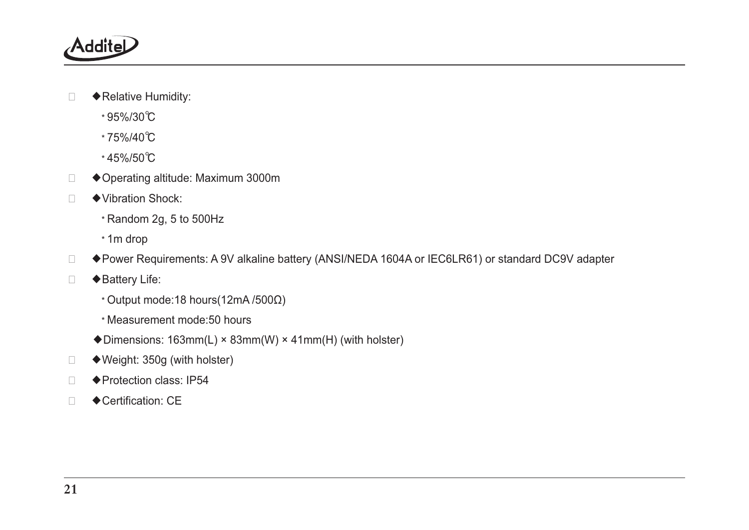- ◆Relative Humidity:
  - * 95%/30℃
  - * 75%/40℃
  - * 45%/50℃
- ◆Operating altitude: Maximum 3000m
- ◆Vibration Shock:
  - * Random 2g, 5 to 500Hz
  - * 1m drop
- ◆Power Requirements: A 9V alkaline battery (ANSI/NEDA 1604A or IEC6LR61) or standard DC9V adapter
- ◆Battery Life:
  - * Output mode:18 hours(12mA /500Ω)
  - * Measurement mode:50 hours
- ◆Dimensions: 163mm(L) × 83mm(W) × 41mm(H) (with holster)
- ◆Weight: 350g (with holster)
- ◆Protection class: IP54
- ◆Certification: CE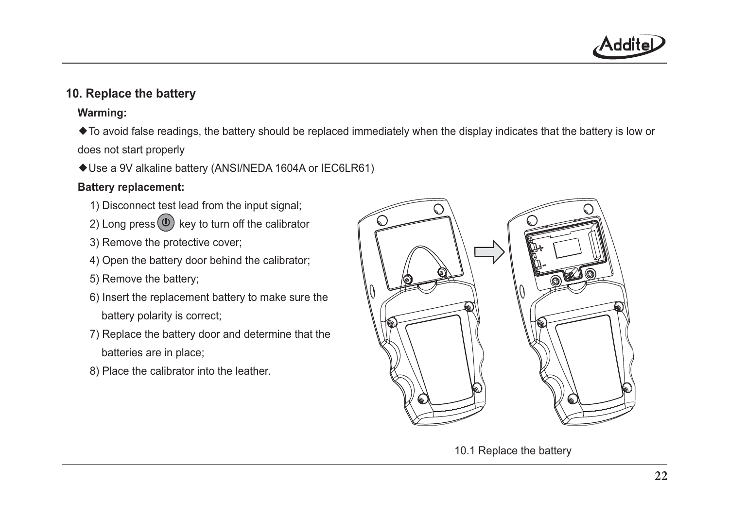## 10. Replace the battery

**Warming:**

◆To avoid false readings, the battery should be replaced immediately when the display indicates that the battery is low or does not start properly

◆Use a 9V alkaline battery (ANSI/NEDA 1604A or IEC6LR61)

**Battery replacement:**

1) Disconnect test lead from the input signal;
2) Long press ⏻ key to turn off the calibrator
3) Remove the protective cover;
4) Open the battery door behind the calibrator;
5) Remove the battery;
6) Insert the replacement battery to make sure the battery polarity is correct;
7) Replace the battery door and determine that the batteries are in place;
8) Place the calibrator into the leather.

10.1 Replace the battery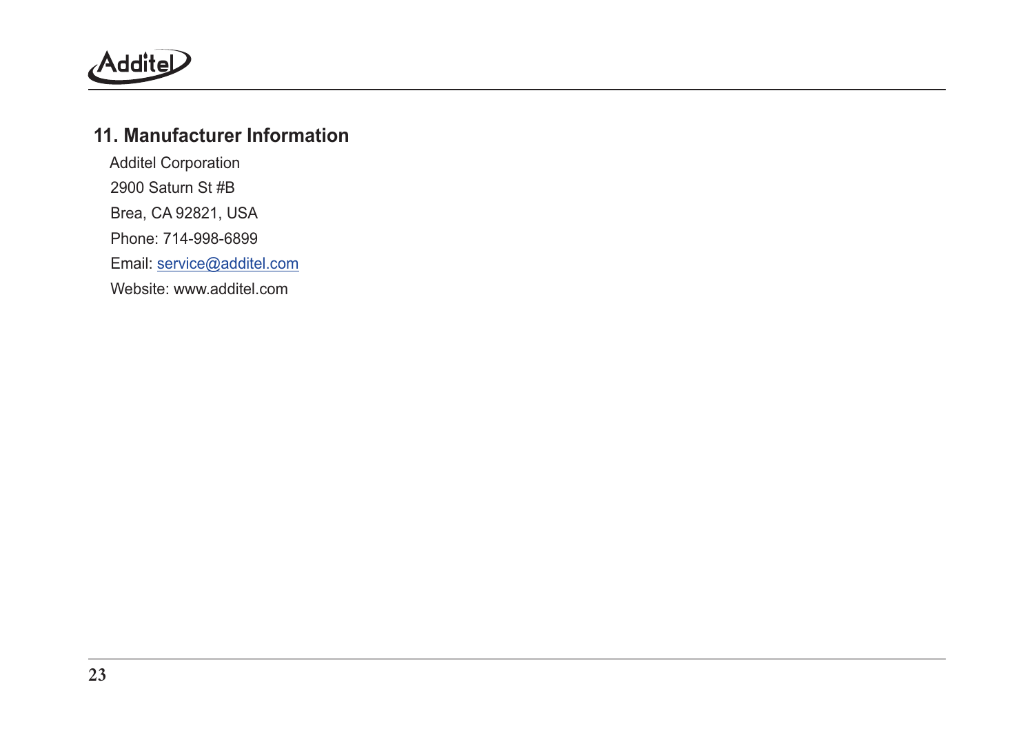## 11. Manufacturer Information

Additel Corporation

2900 Saturn St #B

Brea, CA 92821, USA

Phone: 714-998-6899

Email: service@additel.com

Website: www.additel.com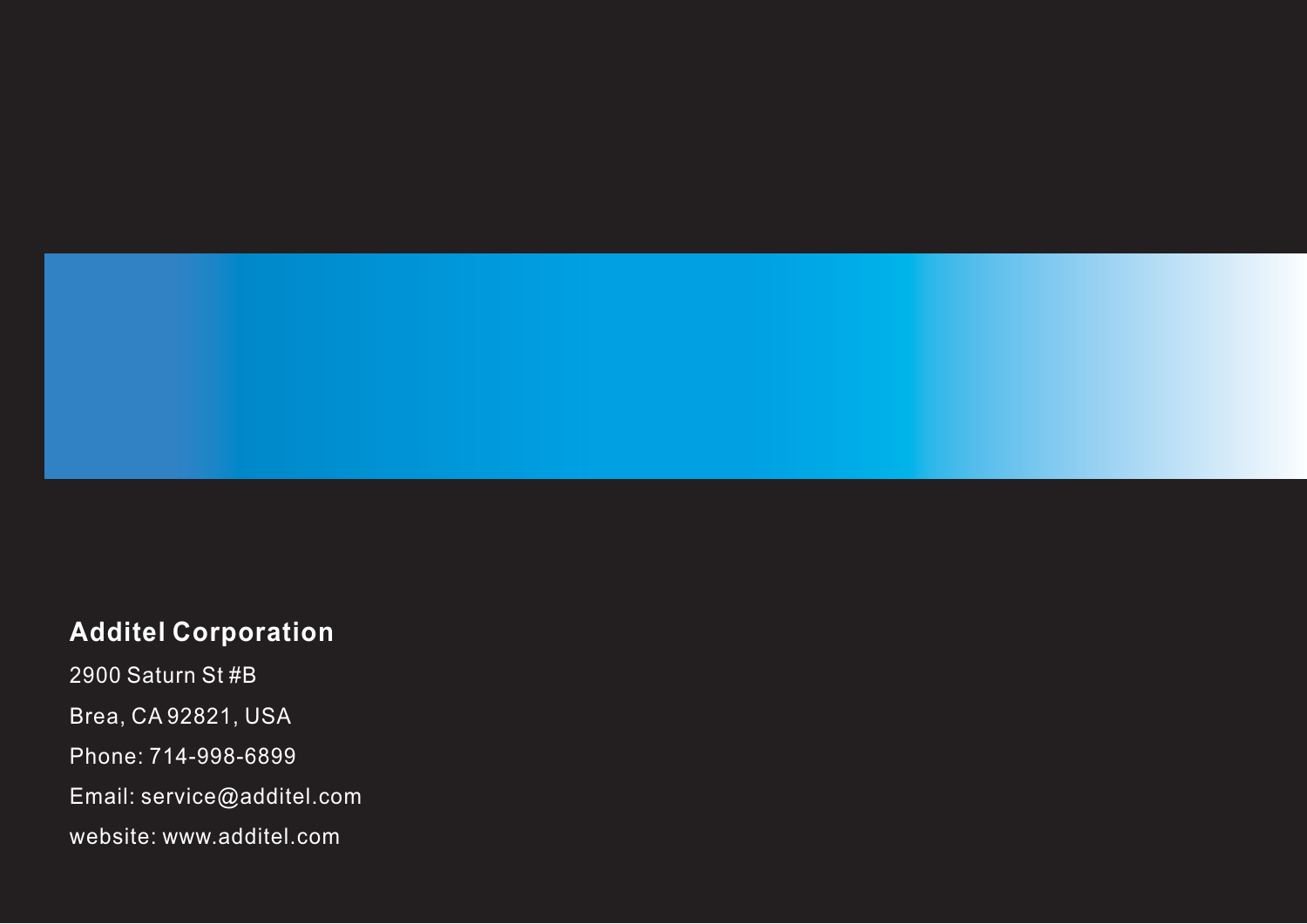**Additel Corporation**

2900 Saturn St #B

Brea, CA 92821, USA

Phone: 714-998-6899

Email: service@additel.com

website: www.additel.com